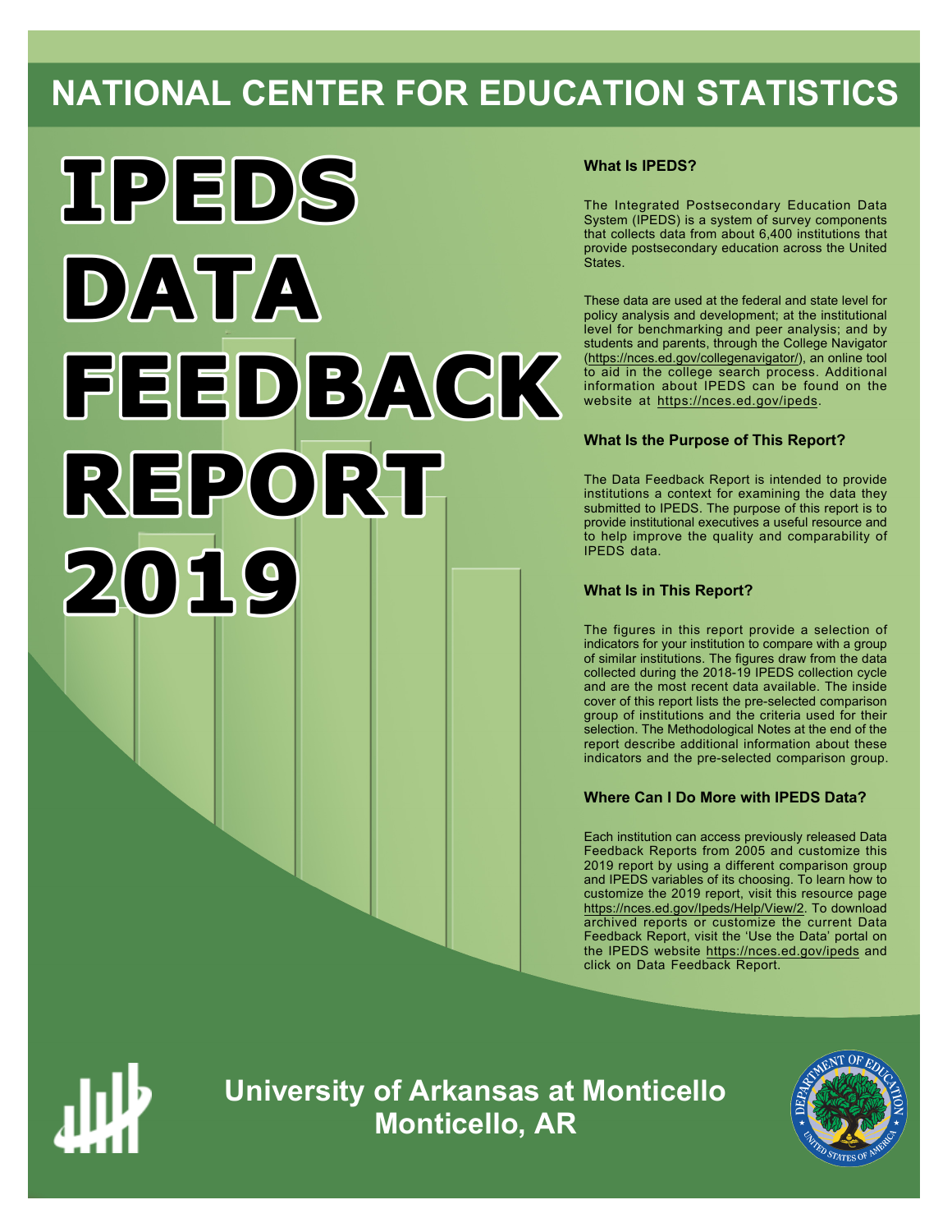# NATIONAL CENTER FOR EDUCATION STATISTICS

# IPEDS DATA FEEDBACK REPORT 2019

### What Is IPEDS?

The Integrated Postsecondary Education Data System (IPEDS) is a system of survey components that collects data from about 6,400 institutions that provide postsecondary education across the United States.

These data are used at the federal and state level for policy analysis and development; at the institutional level for benchmarking and peer analysis; and by students and parents, through the College Navigator (https://nces.ed.gov/collegenavigator/), an online tool to aid in the college search process. Additional information about IPEDS can be found on the website at https://nces.ed.gov/ipeds.

### What Is the Purpose of This Report?

The Data Feedback Report is intended to provide institutions a context for examining the data they submitted to IPEDS. The purpose of this report is to provide institutional executives a useful resource and to help improve the quality and comparability of IPEDS data.

### What Is in This Report?

The figures in this report provide a selection of indicators for your institution to compare with a group of similar institutions. The figures draw from the data collected during the 2018-19 IPEDS collection cycle and are the most recent data available. The inside cover of this report lists the pre-selected comparison group of institutions and the criteria used for their selection. The Methodological Notes at the end of the report describe additional information about these indicators and the pre-selected comparison group.

### Where Can I Do More with IPEDS Data?

Each institution can access previously released Data Feedback Reports from 2005 and customize this 2019 report by using a different comparison group and IPEDS variables of its choosing. To learn how to customize the 2019 report, visit this resource page https://nces.ed.gov/Ipeds/Help/View/2. To download archived reports or customize the current Data Feedback Report, visit the 'Use the Data' portal on the IPEDS website https://nces.ed.gov/ipeds and click on Data Feedback Report.

**University of Arkansas at Monticello**
**Monticello, AR**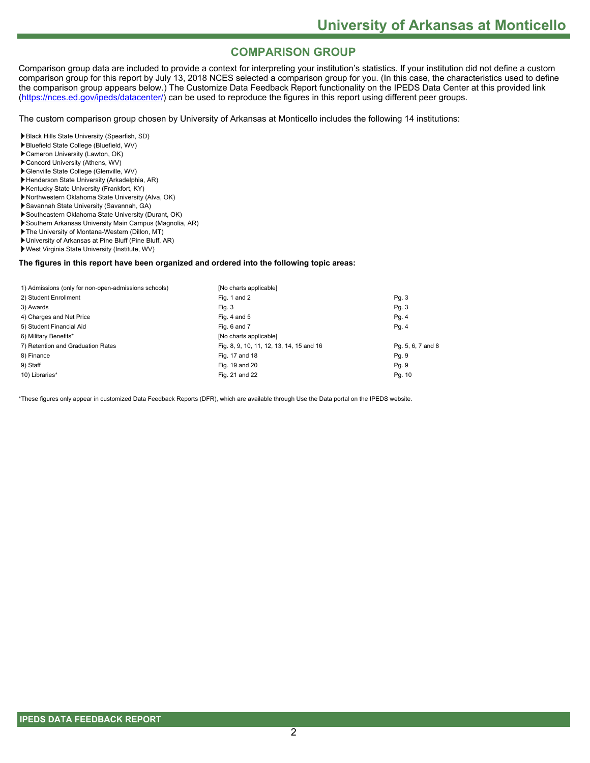## COMPARISON GROUP

Comparison group data are included to provide a context for interpreting your institution's statistics. If your institution did not define a custom comparison group for this report by July 13, 2018 NCES selected a comparison group for you. (In this case, the characteristics used to define the comparison group appears below.) The Customize Data Feedback Report functionality on the IPEDS Data Center at this provided link (https://nces.ed.gov/ipeds/datacenter/) can be used to reproduce the figures in this report using different peer groups.

The custom comparison group chosen by University of Arkansas at Monticello includes the following 14 institutions:

- Black Hills State University (Spearfish, SD)
- Bluefield State College (Bluefield, WV)
- Cameron University (Lawton, OK)
- Concord University (Athens, WV)
- Glenville State College (Glenville, WV)
- Henderson State University (Arkadelphia, AR)
- Kentucky State University (Frankfort, KY)
- Northwestern Oklahoma State University (Alva, OK)
- Savannah State University (Savannah, GA)
- Southeastern Oklahoma State University (Durant, OK)
- Southern Arkansas University Main Campus (Magnolia, AR)
- The University of Montana-Western (Dillon, MT)
- University of Arkansas at Pine Bluff (Pine Bluff, AR)
- West Virginia State University (Institute, WV)

**The figures in this report have been organized and ordered into the following topic areas:**

| Topic area | Figures | Pages |
|---|---|---|
| 1) Admissions (only for non-open-admissions schools) | [No charts applicable] | |
| 2) Student Enrollment | Fig. 1 and 2 | Pg. 3 |
| 3) Awards | Fig. 3 | Pg. 3 |
| 4) Charges and Net Price | Fig. 4 and 5 | Pg. 4 |
| 5) Student Financial Aid | Fig. 6 and 7 | Pg. 4 |
| 6) Military Benefits* | [No charts applicable] | |
| 7) Retention and Graduation Rates | Fig. 8, 9, 10, 11, 12, 13, 14, 15 and 16 | Pg. 5, 6, 7 and 8 |
| 8) Finance | Fig. 17 and 18 | Pg. 9 |
| 9) Staff | Fig. 19 and 20 | Pg. 9 |
| 10) Libraries* | Fig. 21 and 22 | Pg. 10 |

*These figures only appear in customized Data Feedback Reports (DFR), which are available through Use the Data portal on the IPEDS website.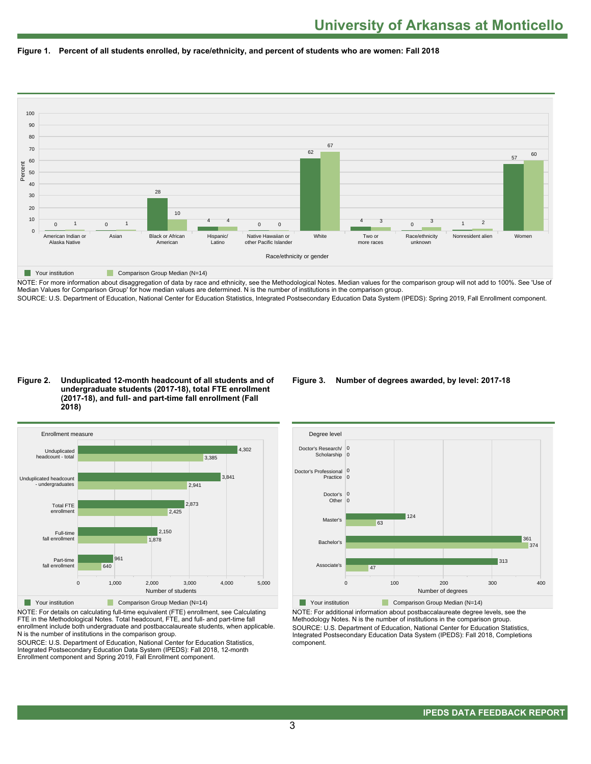# University of Arkansas at Monticello

**Figure 1. Percent of all students enrolled, by race/ethnicity, and percent of students who are women: Fall 2018**

| Race/ethnicity or gender | Your institution | Comparison Group Median (N=14) |
|---|---|---|
| American Indian or Alaska Native | 0 | 1 |
| Asian | 0 | 1 |
| Black or African American | 28 | 10 |
| Hispanic/Latino | 4 | 4 |
| Native Hawaiian or other Pacific Islander | 0 | 0 |
| White | 62 | 67 |
| Two or more races | 4 | 3 |
| Race/ethnicity unknown | 0 | 3 |
| Nonresident alien | 1 | 2 |
| Women | 57 | 60 |

NOTE: For more information about disaggregation of data by race and ethnicity, see the Methodological Notes. Median values for the comparison group will not add to 100%. See 'Use of Median Values for Comparison Group' for how median values are determined. N is the number of institutions in the comparison group.
SOURCE: U.S. Department of Education, National Center for Education Statistics, Integrated Postsecondary Education Data System (IPEDS): Spring 2019, Fall Enrollment component.

**Figure 2. Unduplicated 12-month headcount of all students and of undergraduate students (2017-18), total FTE enrollment (2017-18), and full- and part-time fall enrollment (Fall 2018)**

| Enrollment measure | Your institution | Comparison Group Median (N=14) |
|---|---|---|
| Unduplicated headcount - total | 4,302 | 3,385 |
| Unduplicated headcount - undergraduates | 3,841 | 2,941 |
| Total FTE enrollment | 2,873 | 2,425 |
| Full-time fall enrollment | 2,150 | 1,878 |
| Part-time fall enrollment | 961 | 640 |

NOTE: For details on calculating full-time equivalent (FTE) enrollment, see Calculating FTE in the Methodological Notes. Total headcount, FTE, and full- and part-time fall enrollment include both undergraduate and postbaccalaureate students, when applicable. N is the number of institutions in the comparison group.
SOURCE: U.S. Department of Education, National Center for Education Statistics, Integrated Postsecondary Education Data System (IPEDS): Fall 2018, 12-month Enrollment component and Spring 2019, Fall Enrollment component.

**Figure 3. Number of degrees awarded, by level: 2017-18**

| Degree level | Your institution | Comparison Group Median (N=14) |
|---|---|---|
| Doctor's Research/ Scholarship | 0 | 0 |
| Doctor's Professional Practice | 0 | 0 |
| Doctor's Other | 0 | 0 |
| Master's | 124 | 63 |
| Bachelor's | 361 | 374 |
| Associate's | 313 | 47 |

NOTE: For additional information about postbaccalaureate degree levels, see the Methodology Notes. N is the number of institutions in the comparison group.
SOURCE: U.S. Department of Education, National Center for Education Statistics, Integrated Postsecondary Education Data System (IPEDS): Fall 2018, Completions component.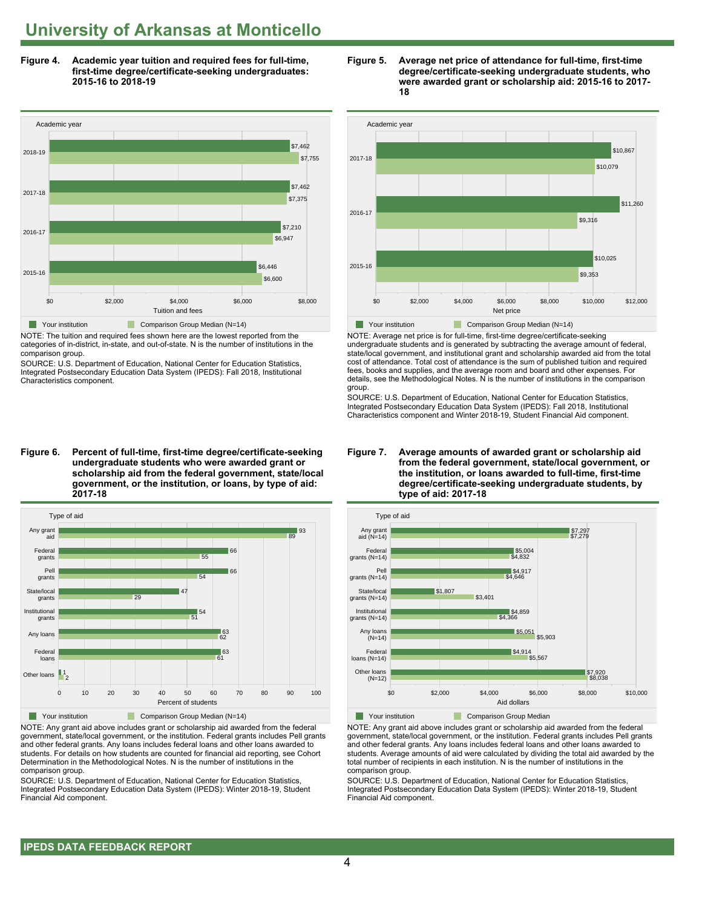# University of Arkansas at Monticello

**Figure 4. Academic year tuition and required fees for full-time, first-time degree/certificate-seeking undergraduates: 2015-16 to 2018-19**

| Academic year | Your institution | Comparison Group Median (N=14) |
| --- | --- | --- |
| 2018-19 | $7,462 | $7,755 |
| 2017-18 | $7,462 | $7,375 |
| 2016-17 | $7,210 | $6,947 |
| 2015-16 | $6,446 | $6,600 |

NOTE: The tuition and required fees shown here are the lowest reported from the categories of in-district, in-state, and out-of-state. N is the number of institutions in the comparison group.

SOURCE: U.S. Department of Education, National Center for Education Statistics, Integrated Postsecondary Education Data System (IPEDS): Fall 2018, Institutional Characteristics component.

**Figure 5. Average net price of attendance for full-time, first-time degree/certificate-seeking undergraduate students, who were awarded grant or scholarship aid: 2015-16 to 2017-18**

| Academic year | Your institution | Comparison Group Median (N=14) |
| --- | --- | --- |
| 2017-18 | $10,867 | $10,079 |
| 2016-17 | $11,260 | $9,316 |
| 2015-16 | $10,025 | $9,353 |

NOTE: Average net price is for full-time, first-time degree/certificate-seeking undergraduate students and is generated by subtracting the average amount of federal, state/local government, and institutional grant and scholarship awarded aid from the total cost of attendance. Total cost of attendance is the sum of published tuition and required fees, books and supplies, and the average room and board and other expenses. For details, see the Methodological Notes. N is the number of institutions in the comparison group.

SOURCE: U.S. Department of Education, National Center for Education Statistics, Integrated Postsecondary Education Data System (IPEDS): Fall 2018, Institutional Characteristics component and Winter 2018-19, Student Financial Aid component.

**Figure 6. Percent of full-time, first-time degree/certificate-seeking undergraduate students who were awarded grant or scholarship aid from the federal government, state/local government, or the institution, or loans, by type of aid: 2017-18**

| Type of aid | Your institution | Comparison Group Median (N=14) |
| --- | --- | --- |
| Any grant aid | 93 | 89 |
| Federal grants | 66 | 55 |
| Pell grants | 66 | 54 |
| State/local grants | 47 | 29 |
| Institutional grants | 54 | 51 |
| Any loans | 63 | 62 |
| Federal loans | 63 | 61 |
| Other loans | 1 | 2 |

NOTE: Any grant aid above includes grant or scholarship aid awarded from the federal government, state/local government, or the institution. Federal grants includes Pell grants and other federal grants. Any loans includes federal loans and other loans awarded to students. For details on how students are counted for financial aid reporting, see Cohort Determination in the Methodological Notes. N is the number of institutions in the comparison group.

SOURCE: U.S. Department of Education, National Center for Education Statistics, Integrated Postsecondary Education Data System (IPEDS): Winter 2018-19, Student Financial Aid component.

**Figure 7. Average amounts of awarded grant or scholarship aid from the federal government, state/local government, or the institution, or loans awarded to full-time, first-time degree/certificate-seeking undergraduate students, by type of aid: 2017-18**

| Type of aid | Your institution | Comparison Group Median |
| --- | --- | --- |
| Any grant aid (N=14) | $7,297 | $7,279 |
| Federal grants (N=14) | $5,004 | $4,832 |
| Pell grants (N=14) | $4,917 | $4,646 |
| State/local grants (N=14) | $1,807 | $3,401 |
| Institutional grants (N=14) | $4,859 | $4,366 |
| Any loans (N=14) | $5,051 | $5,903 |
| Federal loans (N=14) | $4,914 | $5,567 |
| Other loans (N=12) | $7,920 | $8,038 |

NOTE: Any grant aid above includes grant or scholarship aid awarded from the federal government, state/local government, or the institution. Federal grants includes Pell grants and other federal grants. Any loans includes federal loans and other loans awarded to students. Average amounts of aid were calculated by dividing the total aid awarded by the total number of recipients in each institution. N is the number of institutions in the comparison group.

SOURCE: U.S. Department of Education, National Center for Education Statistics, Integrated Postsecondary Education Data System (IPEDS): Winter 2018-19, Student Financial Aid component.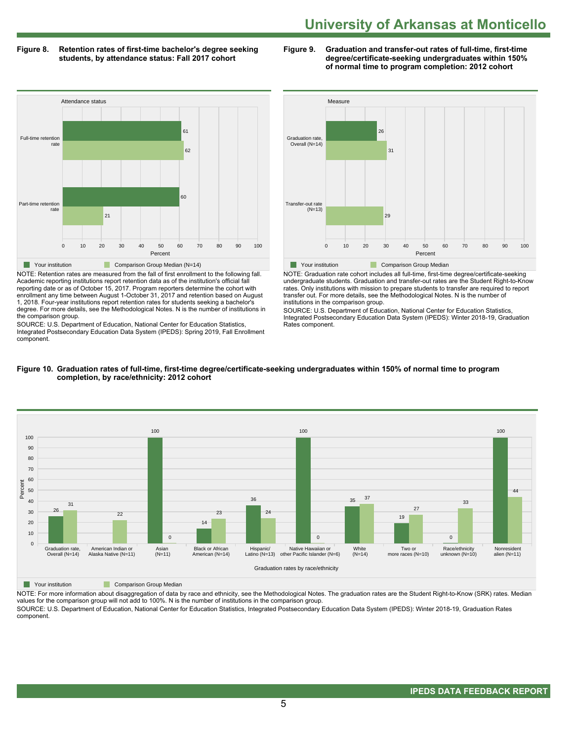# University of Arkansas at Monticello

**Figure 8. Retention rates of first-time bachelor's degree seeking students, by attendance status: Fall 2017 cohort**

| Attendance status | Your institution | Comparison Group Median (N=14) |
|---|---|---|
| Full-time retention rate | 61 | 62 |
| Part-time retention rate | 60 | 21 |

NOTE: Retention rates are measured from the fall of first enrollment to the following fall. Academic reporting institutions report retention data as of the institution's official fall reporting date or as of October 15, 2017. Program reporters determine the cohort with enrollment any time between August 1-October 31, 2017 and retention based on August 1, 2018. Four-year institutions report retention rates for students seeking a bachelor's degree. For more details, see the Methodological Notes. N is the number of institutions in the comparison group.

SOURCE: U.S. Department of Education, National Center for Education Statistics, Integrated Postsecondary Education Data System (IPEDS): Spring 2019, Fall Enrollment component.

**Figure 9. Graduation and transfer-out rates of full-time, first-time degree/certificate-seeking undergraduates within 150% of normal time to program completion: 2012 cohort**

| Measure | Your institution | Comparison Group Median |
|---|---|---|
| Graduation rate, Overall (N=14) | 26 | 31 |
| Transfer-out rate (N=13) | | 29 |

NOTE: Graduation rate cohort includes all full-time, first-time degree/certificate-seeking undergraduate students. Graduation and transfer-out rates are the Student Right-to-Know rates. Only institutions with mission to prepare students to transfer are required to report transfer out. For more details, see the Methodological Notes. N is the number of institutions in the comparison group.

SOURCE: U.S. Department of Education, National Center for Education Statistics, Integrated Postsecondary Education Data System (IPEDS): Winter 2018-19, Graduation Rates component.

**Figure 10. Graduation rates of full-time, first-time degree/certificate-seeking undergraduates within 150% of normal time to program completion, by race/ethnicity: 2012 cohort**

| Graduation rates by race/ethnicity | Your institution | Comparison Group Median |
|---|---|---|
| Graduation rate, Overall (N=14) | 26 | 31 |
| American Indian or Alaska Native (N=11) | | 22 |
| Asian (N=11) | 100 | 0 |
| Black or African American (N=14) | 14 | 23 |
| Hispanic/ Latino (N=13) | 36 | 24 |
| Native Hawaiian or other Pacific Islander (N=6) | 100 | 0 |
| White (N=14) | 35 | 37 |
| Two or more races (N=10) | 19 | 27 |
| Race/ethnicity unknown (N=10) | 0 | 33 |
| Nonresident alien (N=11) | 100 | 44 |

NOTE: For more information about disaggregation of data by race and ethnicity, see the Methodological Notes. The graduation rates are the Student Right-to-Know (SRK) rates. Median values for the comparison group will not add to 100%. N is the number of institutions in the comparison group.

SOURCE: U.S. Department of Education, National Center for Education Statistics, Integrated Postsecondary Education Data System (IPEDS): Winter 2018-19, Graduation Rates component.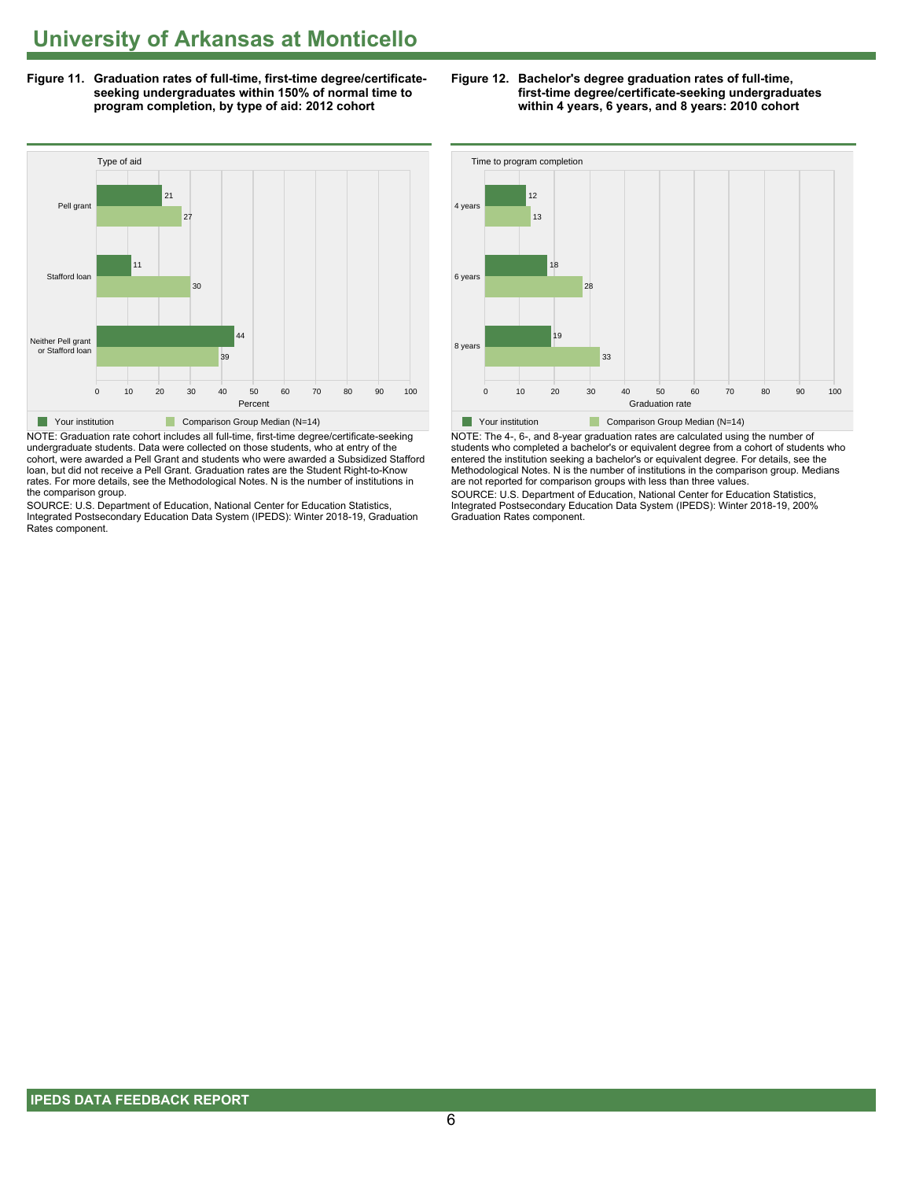# University of Arkansas at Monticello

**Figure 11. Graduation rates of full-time, first-time degree/certificate-seeking undergraduates within 150% of normal time to program completion, by type of aid: 2012 cohort**

| Type of aid | Your institution | Comparison Group Median (N=14) |
|---|---|---|
| Pell grant | 21 | 27 |
| Stafford loan | 11 | 30 |
| Neither Pell grant or Stafford loan | 44 | 39 |

NOTE: Graduation rate cohort includes all full-time, first-time degree/certificate-seeking undergraduate students. Data were collected on those students, who at entry of the cohort, were awarded a Pell Grant and students who were awarded a Subsidized Stafford loan, but did not receive a Pell Grant. Graduation rates are the Student Right-to-Know rates. For more details, see the Methodological Notes. N is the number of institutions in the comparison group.

SOURCE: U.S. Department of Education, National Center for Education Statistics, Integrated Postsecondary Education Data System (IPEDS): Winter 2018-19, Graduation Rates component.

**Figure 12. Bachelor's degree graduation rates of full-time, first-time degree/certificate-seeking undergraduates within 4 years, 6 years, and 8 years: 2010 cohort**

| Time to program completion | Your institution | Comparison Group Median (N=14) |
|---|---|---|
| 4 years | 12 | 13 |
| 6 years | 18 | 28 |
| 8 years | 19 | 33 |

NOTE: The 4-, 6-, and 8-year graduation rates are calculated using the number of students who completed a bachelor's or equivalent degree from a cohort of students who entered the institution seeking a bachelor's or equivalent degree. For details, see the Methodological Notes. N is the number of institutions in the comparison group. Medians are not reported for comparison groups with less than three values.

SOURCE: U.S. Department of Education, National Center for Education Statistics, Integrated Postsecondary Education Data System (IPEDS): Winter 2018-19, 200% Graduation Rates component.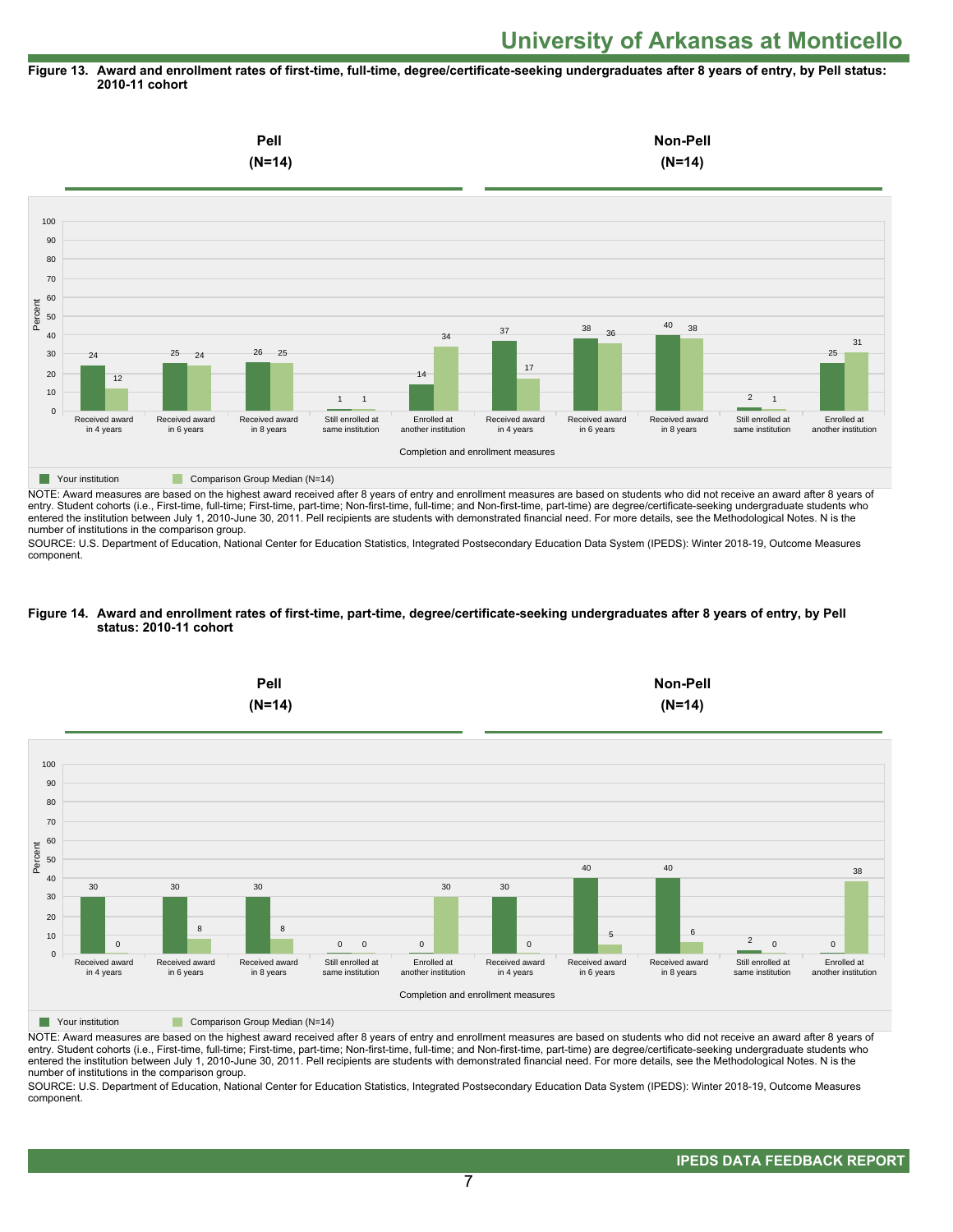# University of Arkansas at Monticello

**Figure 13. Award and enrollment rates of first-time, full-time, degree/certificate-seeking undergraduates after 8 years of entry, by Pell status: 2010-11 cohort**

| Completion and enrollment measures | Your institution | Comparison Group Median (N=14) |
|---|---|---|
| **Pell (N=14)** | | |
| Received award in 4 years | 24 | 12 |
| Received award in 6 years | 25 | 24 |
| Received award in 8 years | 26 | 25 |
| Still enrolled at same institution | 1 | 1 |
| Enrolled at another institution | 14 | 34 |
| **Non-Pell (N=14)** | | |
| Received award in 4 years | 37 | 17 |
| Received award in 6 years | 38 | 36 |
| Received award in 8 years | 40 | 38 |
| Still enrolled at same institution | 2 | 1 |
| Enrolled at another institution | 25 | 31 |

NOTE: Award measures are based on the highest award received after 8 years of entry and enrollment measures are based on students who did not receive an award after 8 years of entry. Student cohorts (i.e., First-time, full-time; First-time, part-time; Non-first-time, full-time; and Non-first-time, part-time) are degree/certificate-seeking undergraduate students who entered the institution between July 1, 2010-June 30, 2011. Pell recipients are students with demonstrated financial need. For more details, see the Methodological Notes. N is the number of institutions in the comparison group.

SOURCE: U.S. Department of Education, National Center for Education Statistics, Integrated Postsecondary Education Data System (IPEDS): Winter 2018-19, Outcome Measures component.

**Figure 14. Award and enrollment rates of first-time, part-time, degree/certificate-seeking undergraduates after 8 years of entry, by Pell status: 2010-11 cohort**

| Completion and enrollment measures | Your institution | Comparison Group Median (N=14) |
|---|---|---|
| **Pell (N=14)** | | |
| Received award in 4 years | 30 | 0 |
| Received award in 6 years | 30 | 8 |
| Received award in 8 years | 30 | 8 |
| Still enrolled at same institution | 0 | 0 |
| Enrolled at another institution | 0 | 30 |
| **Non-Pell (N=14)** | | |
| Received award in 4 years | 30 | 0 |
| Received award in 6 years | 40 | 5 |
| Received award in 8 years | 40 | 6 |
| Still enrolled at same institution | 2 | 0 |
| Enrolled at another institution | 0 | 38 |

NOTE: Award measures are based on the highest award received after 8 years of entry and enrollment measures are based on students who did not receive an award after 8 years of entry. Student cohorts (i.e., First-time, full-time; First-time, part-time; Non-first-time, full-time; and Non-first-time, part-time) are degree/certificate-seeking undergraduate students who entered the institution between July 1, 2010-June 30, 2011. Pell recipients are students with demonstrated financial need. For more details, see the Methodological Notes. N is the number of institutions in the comparison group.

SOURCE: U.S. Department of Education, National Center for Education Statistics, Integrated Postsecondary Education Data System (IPEDS): Winter 2018-19, Outcome Measures component.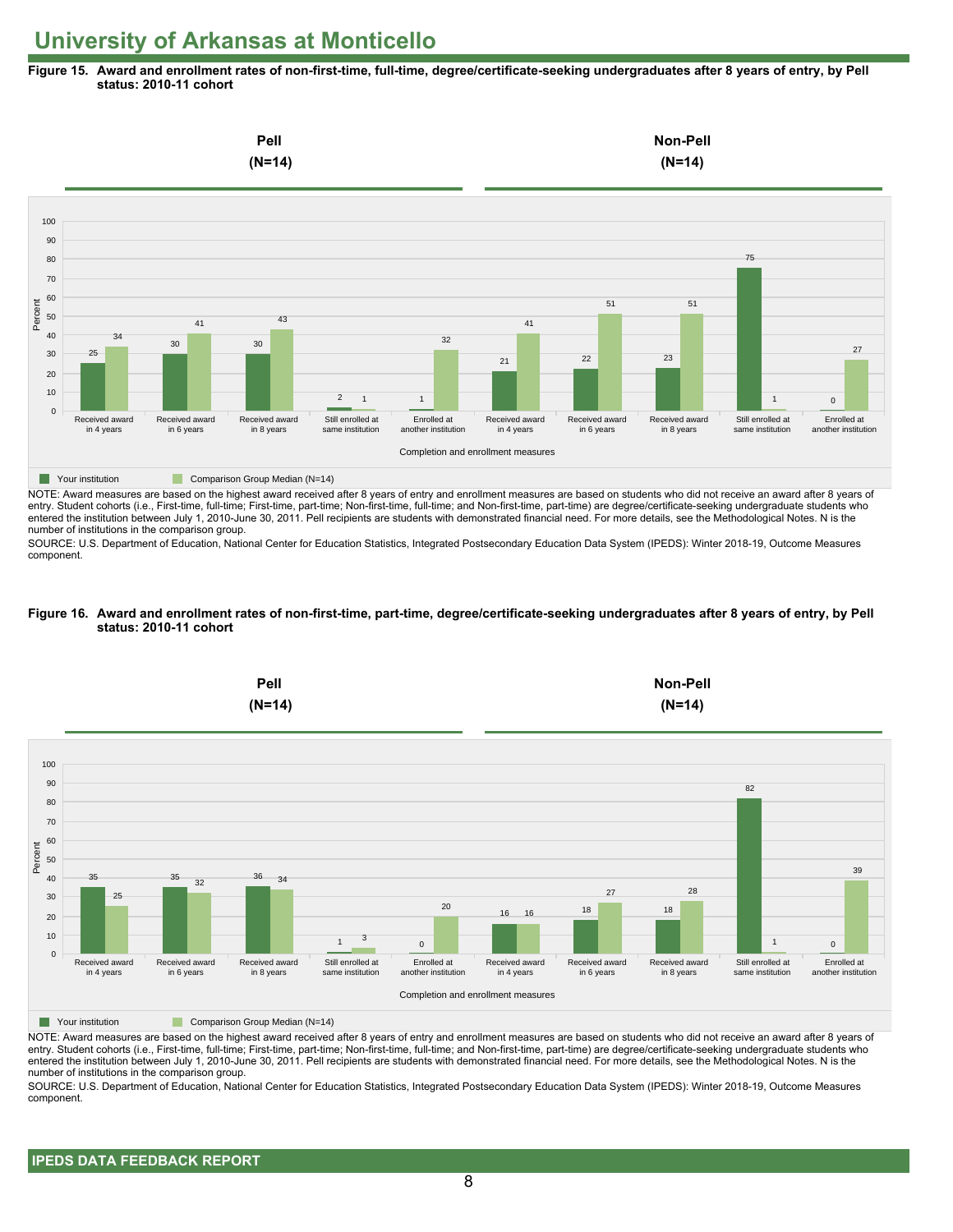# University of Arkansas at Monticello

**Figure 15. Award and enrollment rates of non-first-time, full-time, degree/certificate-seeking undergraduates after 8 years of entry, by Pell status: 2010-11 cohort**

| Completion and enrollment measures | Pell (N=14): Your institution | Pell (N=14): Comparison Group Median (N=14) | Non-Pell (N=14): Your institution | Non-Pell (N=14): Comparison Group Median (N=14) |
|---|---|---|---|---|
| Received award in 4 years | 25 | 34 | 21 | 41 |
| Received award in 6 years | 30 | 41 | 22 | 51 |
| Received award in 8 years | 30 | 43 | 23 | 51 |
| Still enrolled at same institution | 2 | 1 | 75 | 1 |
| Enrolled at another institution | 1 | 32 | 0 | 27 |

NOTE: Award measures are based on the highest award received after 8 years of entry and enrollment measures are based on students who did not receive an award after 8 years of entry. Student cohorts (i.e., First-time, full-time; First-time, part-time; Non-first-time, full-time; and Non-first-time, part-time) are degree/certificate-seeking undergraduate students who entered the institution between July 1, 2010-June 30, 2011. Pell recipients are students with demonstrated financial need. For more details, see the Methodological Notes. N is the number of institutions in the comparison group.

SOURCE: U.S. Department of Education, National Center for Education Statistics, Integrated Postsecondary Education Data System (IPEDS): Winter 2018-19, Outcome Measures component.

**Figure 16. Award and enrollment rates of non-first-time, part-time, degree/certificate-seeking undergraduates after 8 years of entry, by Pell status: 2010-11 cohort**

| Completion and enrollment measures | Pell (N=14): Your institution | Pell (N=14): Comparison Group Median (N=14) | Non-Pell (N=14): Your institution | Non-Pell (N=14): Comparison Group Median (N=14) |
|---|---|---|---|---|
| Received award in 4 years | 35 | 25 | 16 | 16 |
| Received award in 6 years | 35 | 32 | 18 | 27 |
| Received award in 8 years | 36 | 34 | 18 | 28 |
| Still enrolled at same institution | 1 | 3 | 82 | 1 |
| Enrolled at another institution | 0 | 20 | 0 | 39 |

NOTE: Award measures are based on the highest award received after 8 years of entry and enrollment measures are based on students who did not receive an award after 8 years of entry. Student cohorts (i.e., First-time, full-time; First-time, part-time; Non-first-time, full-time; and Non-first-time, part-time) are degree/certificate-seeking undergraduate students who entered the institution between July 1, 2010-June 30, 2011. Pell recipients are students with demonstrated financial need. For more details, see the Methodological Notes. N is the number of institutions in the comparison group.

SOURCE: U.S. Department of Education, National Center for Education Statistics, Integrated Postsecondary Education Data System (IPEDS): Winter 2018-19, Outcome Measures component.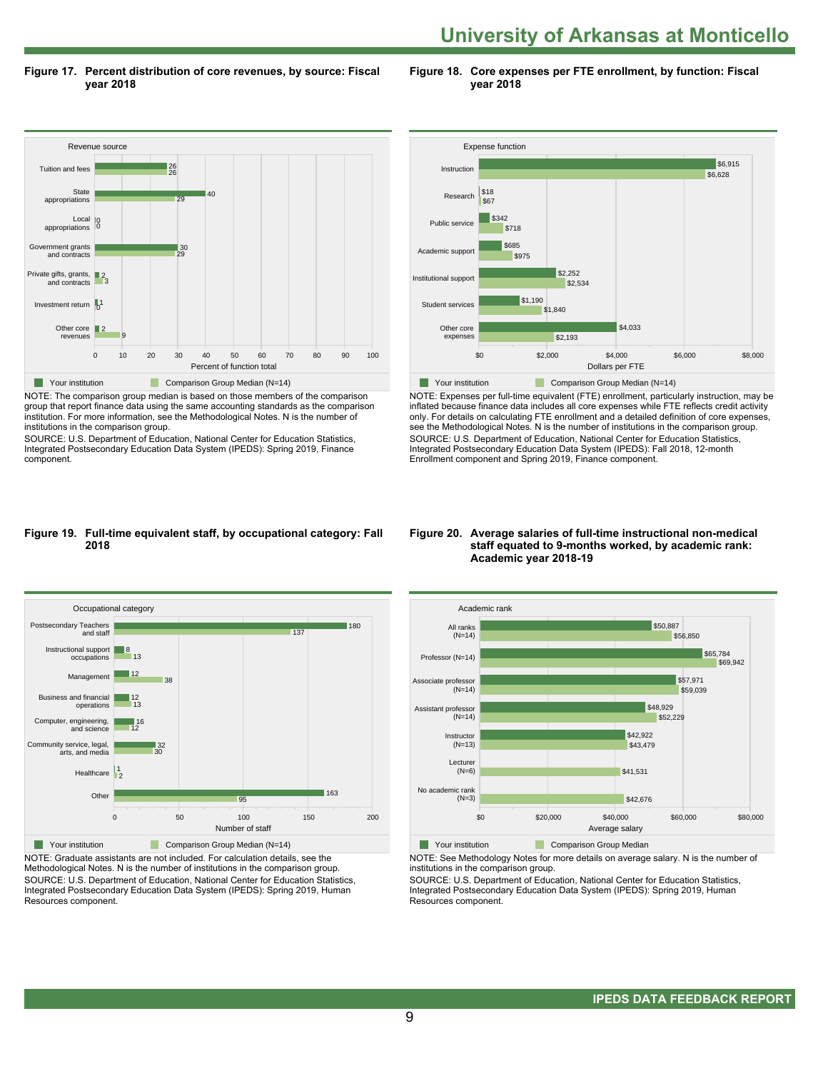# University of Arkansas at Monticello

**Figure 17. Percent distribution of core revenues, by source: Fiscal year 2018**

| Revenue source | Your institution | Comparison Group Median (N=14) |
|---|---|---|
| Tuition and fees | 26 | 26 |
| State appropriations | 40 | 29 |
| Local appropriations | 0 | 0 |
| Government grants and contracts | 30 | 29 |
| Private gifts, grants, and contracts | 2 | 3 |
| Investment return | 1 | 0 |
| Other core revenues | 2 | 9 |

Percent of function total

NOTE: The comparison group median is based on those members of the comparison group that report finance data using the same accounting standards as the comparison institution. For more information, see the Methodological Notes. N is the number of institutions in the comparison group.
SOURCE: U.S. Department of Education, National Center for Education Statistics, Integrated Postsecondary Education Data System (IPEDS): Spring 2019, Finance component.

**Figure 18. Core expenses per FTE enrollment, by function: Fiscal year 2018**

| Expense function | Your institution | Comparison Group Median (N=14) |
|---|---|---|
| Instruction | $6,915 | $6,628 |
| Research | $18 | $67 |
| Public service | $342 | $718 |
| Academic support | $685 | $975 |
| Institutional support | $2,252 | $2,534 |
| Student services | $1,190 | $1,840 |
| Other core expenses | $4,033 | $2,193 |

Dollars per FTE

NOTE: Expenses per full-time equivalent (FTE) enrollment, particularly instruction, may be inflated because finance data includes all core expenses while FTE reflects credit activity only. For details on calculating FTE enrollment and a detailed definition of core expenses, see the Methodological Notes. N is the number of institutions in the comparison group.
SOURCE: U.S. Department of Education, National Center for Education Statistics, Integrated Postsecondary Education Data System (IPEDS): Fall 2018, 12-month Enrollment component and Spring 2019, Finance component.

**Figure 19. Full-time equivalent staff, by occupational category: Fall 2018**

| Occupational category | Your institution | Comparison Group Median (N=14) |
|---|---|---|
| Postsecondary Teachers and staff | 180 | 137 |
| Instructional support occupations | 8 | 13 |
| Management | 12 | 38 |
| Business and financial operations | 12 | 13 |
| Computer, engineering, and science | 16 | 12 |
| Community service, legal, arts, and media | 32 | 30 |
| Healthcare | 1 | 2 |
| Other | 163 | 95 |

Number of staff

NOTE: Graduate assistants are not included. For calculation details, see the Methodological Notes. N is the number of institutions in the comparison group.
SOURCE: U.S. Department of Education, National Center for Education Statistics, Integrated Postsecondary Education Data System (IPEDS): Spring 2019, Human Resources component.

**Figure 20. Average salaries of full-time instructional non-medical staff equated to 9-months worked, by academic rank: Academic year 2018-19**

| Academic rank | Your institution | Comparison Group Median |
|---|---|---|
| All ranks (N=14) | $50,887 | $56,850 |
| Professor (N=14) | $65,784 | $69,942 |
| Associate professor (N=14) | $57,971 | $59,039 |
| Assistant professor (N=14) | $48,929 | $52,229 |
| Instructor (N=13) | $42,922 | $43,479 |
| Lecturer (N=6) | | $41,531 |
| No academic rank (N=3) | | $42,676 |

Average salary

NOTE: See Methodology Notes for more details on average salary. N is the number of institutions in the comparison group.
SOURCE: U.S. Department of Education, National Center for Education Statistics, Integrated Postsecondary Education Data System (IPEDS): Spring 2019, Human Resources component.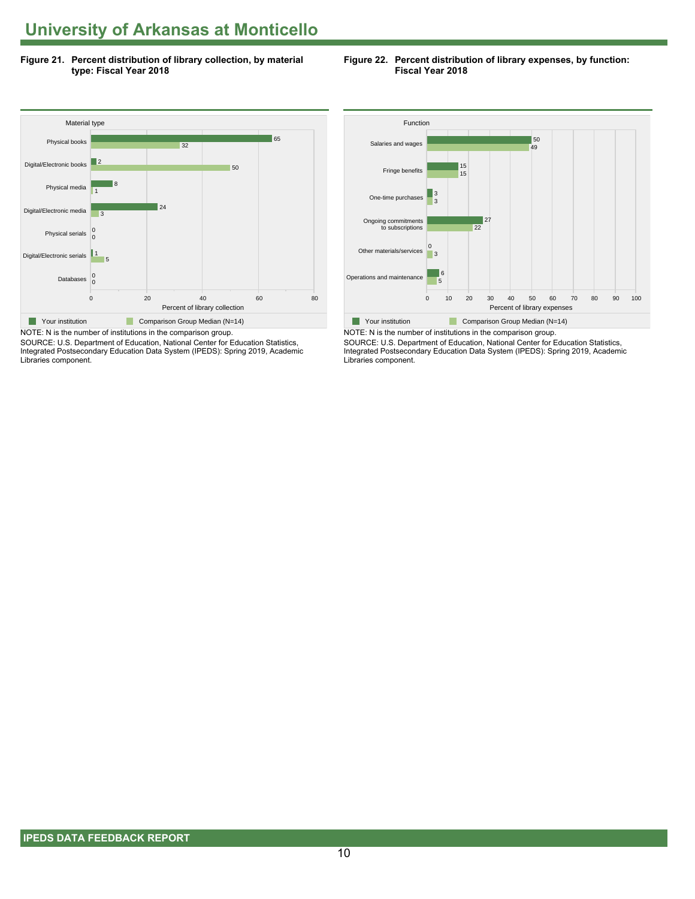# University of Arkansas at Monticello

**Figure 21. Percent distribution of library collection, by material type: Fiscal Year 2018**

| Material type | Your institution | Comparison Group Median (N=14) |
|---|---|---|
| Physical books | 65 | 32 |
| Digital/Electronic books | 2 | 50 |
| Physical media | 8 | 1 |
| Digital/Electronic media | 24 | 3 |
| Physical serials | 0 | 0 |
| Digital/Electronic serials | 1 | 5 |
| Databases | 0 | 0 |

Percent of library collection

NOTE: N is the number of institutions in the comparison group.

SOURCE: U.S. Department of Education, National Center for Education Statistics, Integrated Postsecondary Education Data System (IPEDS): Spring 2019, Academic Libraries component.

**Figure 22. Percent distribution of library expenses, by function: Fiscal Year 2018**

| Function | Your institution | Comparison Group Median (N=14) |
|---|---|---|
| Salaries and wages | 50 | 49 |
| Fringe benefits | 15 | 15 |
| One-time purchases | 3 | 3 |
| Ongoing commitments to subscriptions | 27 | 22 |
| Other materials/services | 0 | 3 |
| Operations and maintenance | 6 | 5 |

Percent of library expenses

NOTE: N is the number of institutions in the comparison group.

SOURCE: U.S. Department of Education, National Center for Education Statistics, Integrated Postsecondary Education Data System (IPEDS): Spring 2019, Academic Libraries component.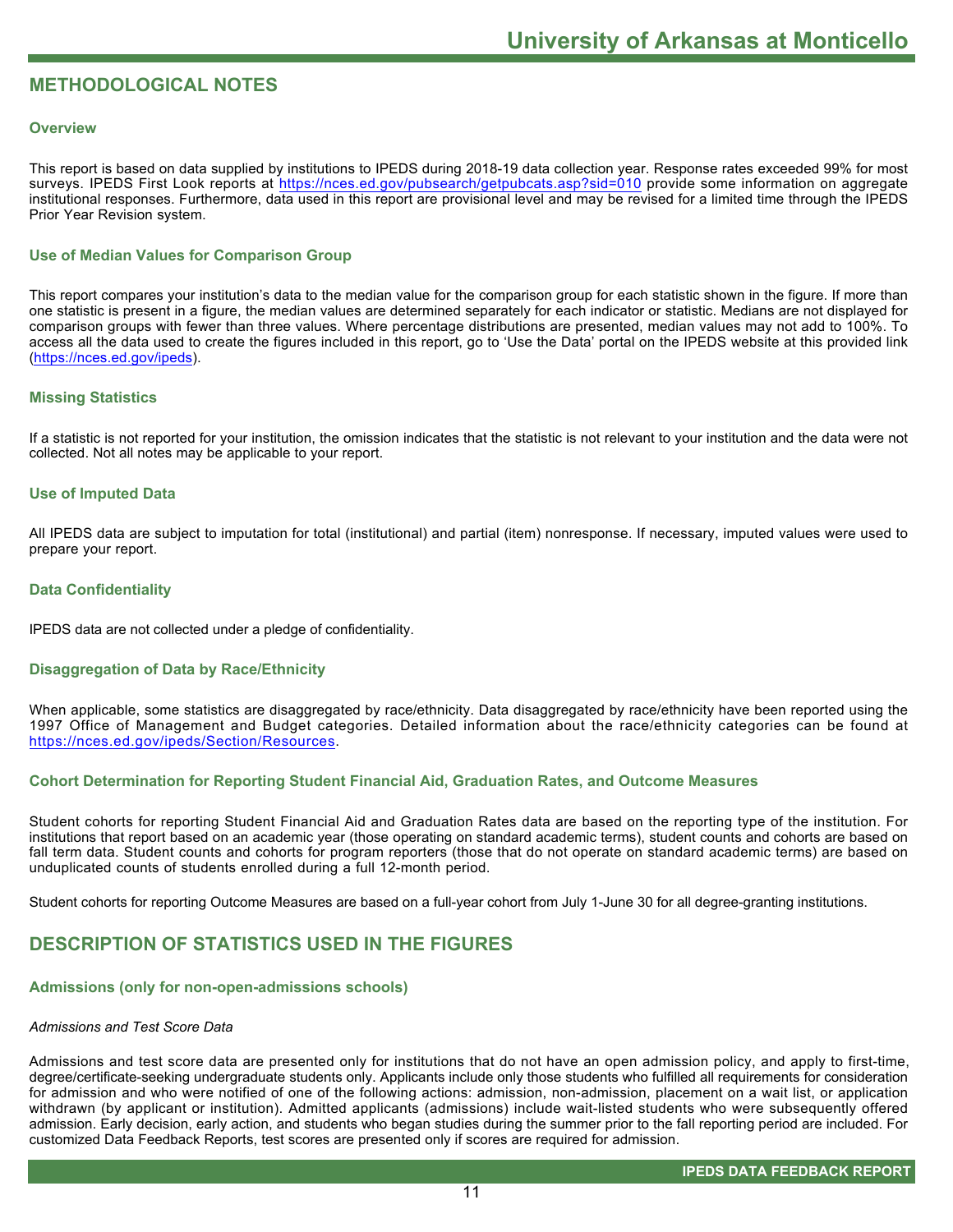## METHODOLOGICAL NOTES

### Overview

This report is based on data supplied by institutions to IPEDS during 2018-19 data collection year. Response rates exceeded 99% for most surveys. IPEDS First Look reports at https://nces.ed.gov/pubsearch/getpubcats.asp?sid=010 provide some information on aggregate institutional responses. Furthermore, data used in this report are provisional level and may be revised for a limited time through the IPEDS Prior Year Revision system.

### Use of Median Values for Comparison Group

This report compares your institution's data to the median value for the comparison group for each statistic shown in the figure. If more than one statistic is present in a figure, the median values are determined separately for each indicator or statistic. Medians are not displayed for comparison groups with fewer than three values. Where percentage distributions are presented, median values may not add to 100%. To access all the data used to create the figures included in this report, go to 'Use the Data' portal on the IPEDS website at this provided link (https://nces.ed.gov/ipeds).

### Missing Statistics

If a statistic is not reported for your institution, the omission indicates that the statistic is not relevant to your institution and the data were not collected. Not all notes may be applicable to your report.

### Use of Imputed Data

All IPEDS data are subject to imputation for total (institutional) and partial (item) nonresponse. If necessary, imputed values were used to prepare your report.

### Data Confidentiality

IPEDS data are not collected under a pledge of confidentiality.

### Disaggregation of Data by Race/Ethnicity

When applicable, some statistics are disaggregated by race/ethnicity. Data disaggregated by race/ethnicity have been reported using the 1997 Office of Management and Budget categories. Detailed information about the race/ethnicity categories can be found at https://nces.ed.gov/ipeds/Section/Resources.

### Cohort Determination for Reporting Student Financial Aid, Graduation Rates, and Outcome Measures

Student cohorts for reporting Student Financial Aid and Graduation Rates data are based on the reporting type of the institution. For institutions that report based on an academic year (those operating on standard academic terms), student counts and cohorts are based on fall term data. Student counts and cohorts for program reporters (those that do not operate on standard academic terms) are based on unduplicated counts of students enrolled during a full 12-month period.

Student cohorts for reporting Outcome Measures are based on a full-year cohort from July 1-June 30 for all degree-granting institutions.

## DESCRIPTION OF STATISTICS USED IN THE FIGURES

### Admissions (only for non-open-admissions schools)

*Admissions and Test Score Data*

Admissions and test score data are presented only for institutions that do not have an open admission policy, and apply to first-time, degree/certificate-seeking undergraduate students only. Applicants include only those students who fulfilled all requirements for consideration for admission and who were notified of one of the following actions: admission, non-admission, placement on a wait list, or application withdrawn (by applicant or institution). Admitted applicants (admissions) include wait-listed students who were subsequently offered admission. Early decision, early action, and students who began studies during the summer prior to the fall reporting period are included. For customized Data Feedback Reports, test scores are presented only if scores are required for admission.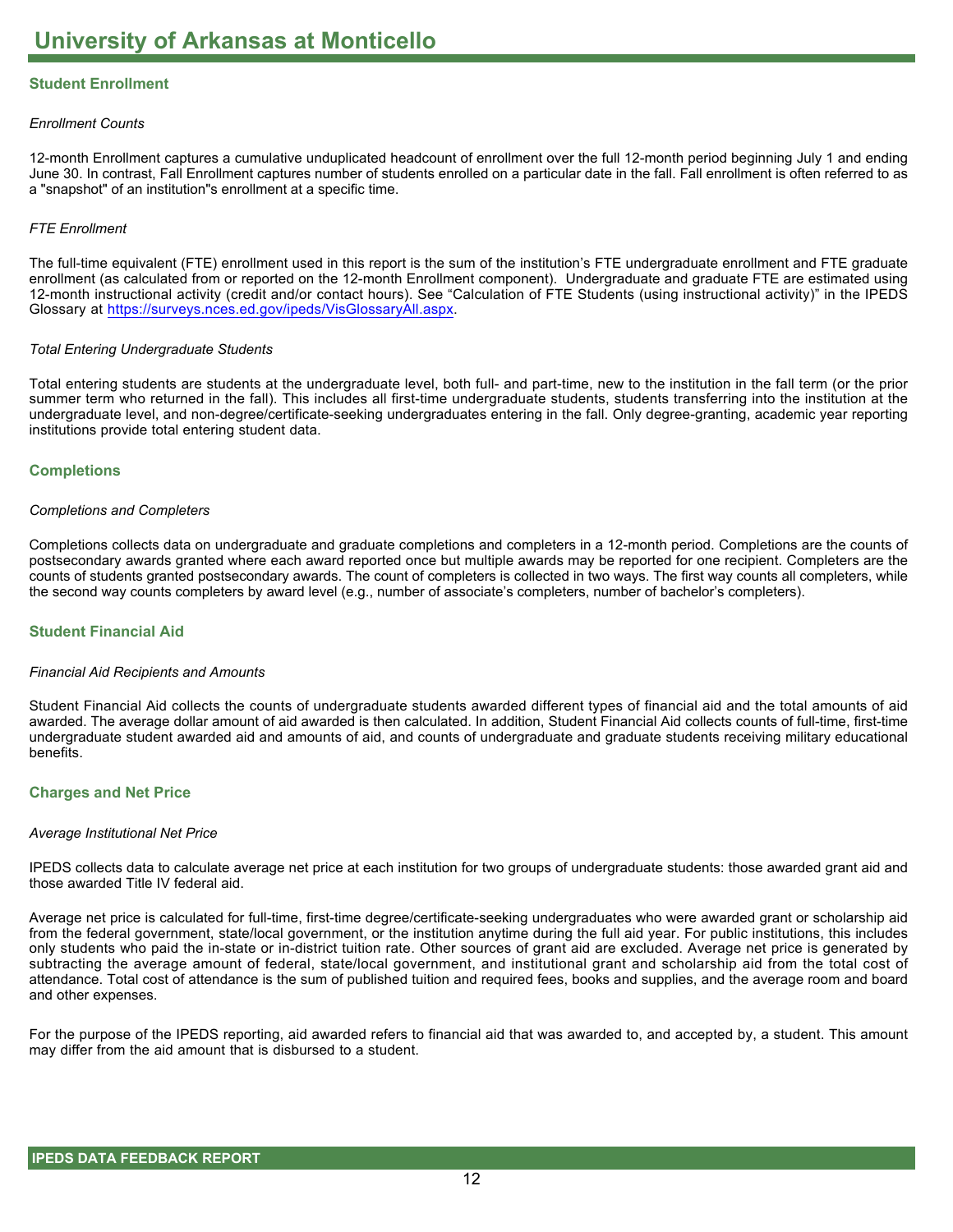# University of Arkansas at Monticello

## Student Enrollment

*Enrollment Counts*

12-month Enrollment captures a cumulative unduplicated headcount of enrollment over the full 12-month period beginning July 1 and ending June 30. In contrast, Fall Enrollment captures number of students enrolled on a particular date in the fall. Fall enrollment is often referred to as a "snapshot" of an institution"s enrollment at a specific time.

*FTE Enrollment*

The full-time equivalent (FTE) enrollment used in this report is the sum of the institution's FTE undergraduate enrollment and FTE graduate enrollment (as calculated from or reported on the 12-month Enrollment component). Undergraduate and graduate FTE are estimated using 12-month instructional activity (credit and/or contact hours). See "Calculation of FTE Students (using instructional activity)" in the IPEDS Glossary at https://surveys.nces.ed.gov/ipeds/VisGlossaryAll.aspx.

*Total Entering Undergraduate Students*

Total entering students are students at the undergraduate level, both full- and part-time, new to the institution in the fall term (or the prior summer term who returned in the fall). This includes all first-time undergraduate students, students transferring into the institution at the undergraduate level, and non-degree/certificate-seeking undergraduates entering in the fall. Only degree-granting, academic year reporting institutions provide total entering student data.

## Completions

*Completions and Completers*

Completions collects data on undergraduate and graduate completions and completers in a 12-month period. Completions are the counts of postsecondary awards granted where each award reported once but multiple awards may be reported for one recipient. Completers are the counts of students granted postsecondary awards. The count of completers is collected in two ways. The first way counts all completers, while the second way counts completers by award level (e.g., number of associate's completers, number of bachelor's completers).

## Student Financial Aid

*Financial Aid Recipients and Amounts*

Student Financial Aid collects the counts of undergraduate students awarded different types of financial aid and the total amounts of aid awarded. The average dollar amount of aid awarded is then calculated. In addition, Student Financial Aid collects counts of full-time, first-time undergraduate student awarded aid and amounts of aid, and counts of undergraduate and graduate students receiving military educational benefits.

## Charges and Net Price

*Average Institutional Net Price*

IPEDS collects data to calculate average net price at each institution for two groups of undergraduate students: those awarded grant aid and those awarded Title IV federal aid.

Average net price is calculated for full-time, first-time degree/certificate-seeking undergraduates who were awarded grant or scholarship aid from the federal government, state/local government, or the institution anytime during the full aid year. For public institutions, this includes only students who paid the in-state or in-district tuition rate. Other sources of grant aid are excluded. Average net price is generated by subtracting the average amount of federal, state/local government, and institutional grant and scholarship aid from the total cost of attendance. Total cost of attendance is the sum of published tuition and required fees, books and supplies, and the average room and board and other expenses.

For the purpose of the IPEDS reporting, aid awarded refers to financial aid that was awarded to, and accepted by, a student. This amount may differ from the aid amount that is disbursed to a student.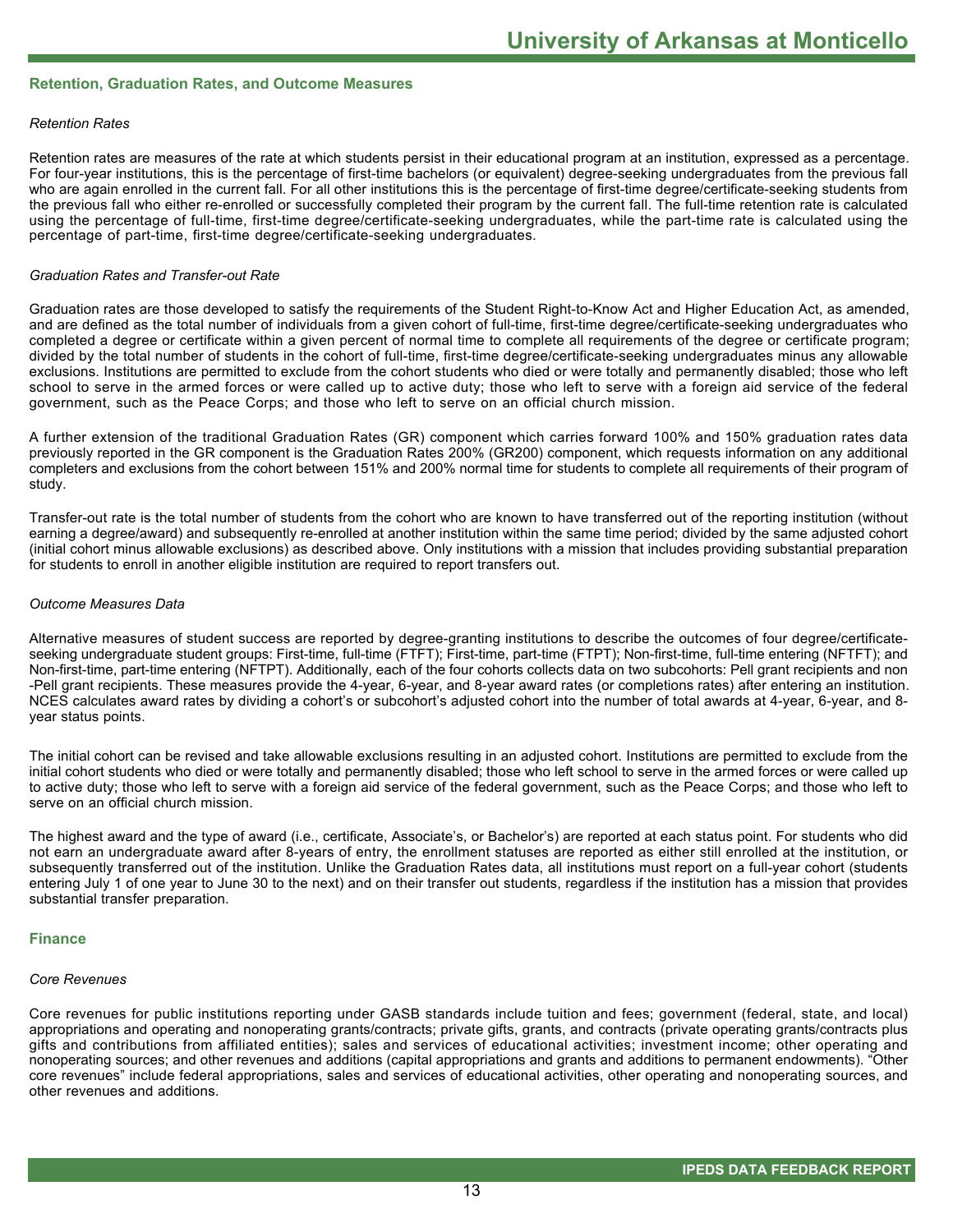## Retention, Graduation Rates, and Outcome Measures

*Retention Rates*

Retention rates are measures of the rate at which students persist in their educational program at an institution, expressed as a percentage. For four-year institutions, this is the percentage of first-time bachelors (or equivalent) degree-seeking undergraduates from the previous fall who are again enrolled in the current fall. For all other institutions this is the percentage of first-time degree/certificate-seeking students from the previous fall who either re-enrolled or successfully completed their program by the current fall. The full-time retention rate is calculated using the percentage of full-time, first-time degree/certificate-seeking undergraduates, while the part-time rate is calculated using the percentage of part-time, first-time degree/certificate-seeking undergraduates.

*Graduation Rates and Transfer-out Rate*

Graduation rates are those developed to satisfy the requirements of the Student Right-to-Know Act and Higher Education Act, as amended, and are defined as the total number of individuals from a given cohort of full-time, first-time degree/certificate-seeking undergraduates who completed a degree or certificate within a given percent of normal time to complete all requirements of the degree or certificate program; divided by the total number of students in the cohort of full-time, first-time degree/certificate-seeking undergraduates minus any allowable exclusions. Institutions are permitted to exclude from the cohort students who died or were totally and permanently disabled; those who left school to serve in the armed forces or were called up to active duty; those who left to serve with a foreign aid service of the federal government, such as the Peace Corps; and those who left to serve on an official church mission.

A further extension of the traditional Graduation Rates (GR) component which carries forward 100% and 150% graduation rates data previously reported in the GR component is the Graduation Rates 200% (GR200) component, which requests information on any additional completers and exclusions from the cohort between 151% and 200% normal time for students to complete all requirements of their program of study.

Transfer-out rate is the total number of students from the cohort who are known to have transferred out of the reporting institution (without earning a degree/award) and subsequently re-enrolled at another institution within the same time period; divided by the same adjusted cohort (initial cohort minus allowable exclusions) as described above. Only institutions with a mission that includes providing substantial preparation for students to enroll in another eligible institution are required to report transfers out.

*Outcome Measures Data*

Alternative measures of student success are reported by degree-granting institutions to describe the outcomes of four degree/certificate-seeking undergraduate student groups: First-time, full-time (FTFT); First-time, part-time (FTPT); Non-first-time, full-time entering (NFTFT); and Non-first-time, part-time entering (NFTPT). Additionally, each of the four cohorts collects data on two subcohorts: Pell grant recipients and non-Pell grant recipients. These measures provide the 4-year, 6-year, and 8-year award rates (or completions rates) after entering an institution. NCES calculates award rates by dividing a cohort's or subcohort's adjusted cohort into the number of total awards at 4-year, 6-year, and 8-year status points.

The initial cohort can be revised and take allowable exclusions resulting in an adjusted cohort. Institutions are permitted to exclude from the initial cohort students who died or were totally and permanently disabled; those who left school to serve in the armed forces or were called up to active duty; those who left to serve with a foreign aid service of the federal government, such as the Peace Corps; and those who left to serve on an official church mission.

The highest award and the type of award (i.e., certificate, Associate's, or Bachelor's) are reported at each status point. For students who did not earn an undergraduate award after 8-years of entry, the enrollment statuses are reported as either still enrolled at the institution, or subsequently transferred out of the institution. Unlike the Graduation Rates data, all institutions must report on a full-year cohort (students entering July 1 of one year to June 30 to the next) and on their transfer out students, regardless if the institution has a mission that provides substantial transfer preparation.

## Finance

*Core Revenues*

Core revenues for public institutions reporting under GASB standards include tuition and fees; government (federal, state, and local) appropriations and operating and nonoperating grants/contracts; private gifts, grants, and contracts (private operating grants/contracts plus gifts and contributions from affiliated entities); sales and services of educational activities; investment income; other operating and nonoperating sources; and other revenues and additions (capital appropriations and grants and additions to permanent endowments). "Other core revenues" include federal appropriations, sales and services of educational activities, other operating and nonoperating sources, and other revenues and additions.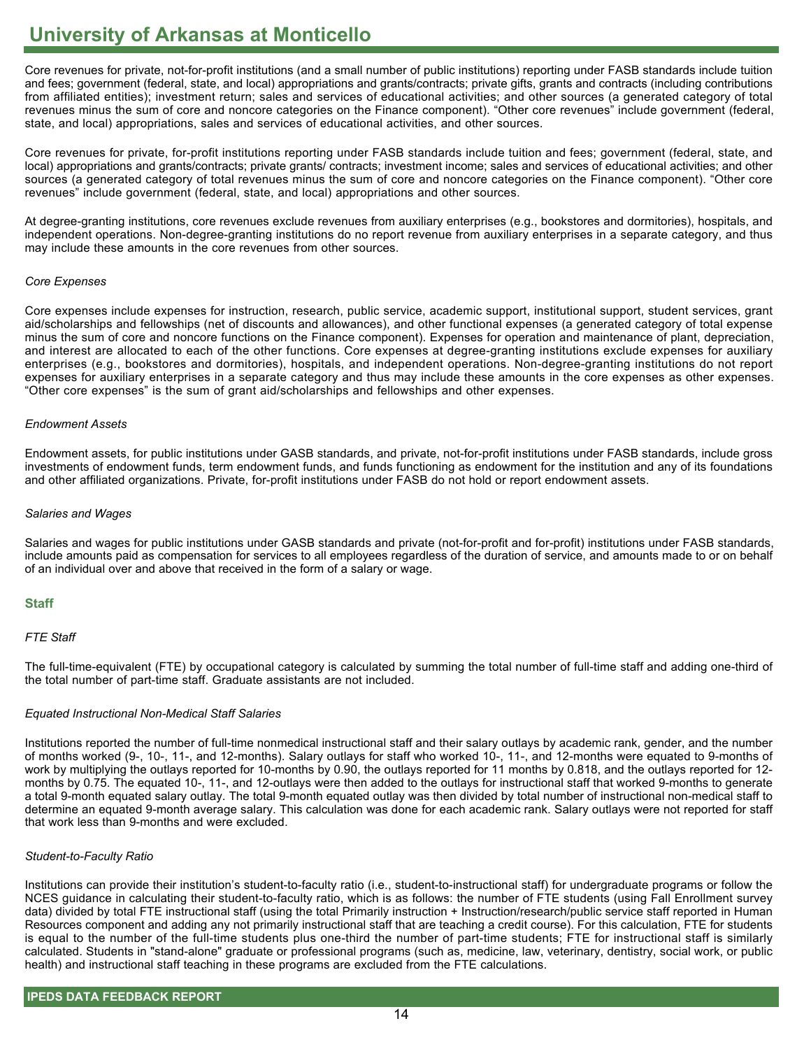# University of Arkansas at Monticello

Core revenues for private, not-for-profit institutions (and a small number of public institutions) reporting under FASB standards include tuition and fees; government (federal, state, and local) appropriations and grants/contracts; private gifts, grants and contracts (including contributions from affiliated entities); investment return; sales and services of educational activities; and other sources (a generated category of total revenues minus the sum of core and noncore categories on the Finance component). "Other core revenues" include government (federal, state, and local) appropriations, sales and services of educational activities, and other sources.

Core revenues for private, for-profit institutions reporting under FASB standards include tuition and fees; government (federal, state, and local) appropriations and grants/contracts; private grants/ contracts; investment income; sales and services of educational activities; and other sources (a generated category of total revenues minus the sum of core and noncore categories on the Finance component). "Other core revenues" include government (federal, state, and local) appropriations and other sources.

At degree-granting institutions, core revenues exclude revenues from auxiliary enterprises (e.g., bookstores and dormitories), hospitals, and independent operations. Non-degree-granting institutions do no report revenue from auxiliary enterprises in a separate category, and thus may include these amounts in the core revenues from other sources.

*Core Expenses*

Core expenses include expenses for instruction, research, public service, academic support, institutional support, student services, grant aid/scholarships and fellowships (net of discounts and allowances), and other functional expenses (a generated category of total expense minus the sum of core and noncore functions on the Finance component). Expenses for operation and maintenance of plant, depreciation, and interest are allocated to each of the other functions. Core expenses at degree-granting institutions exclude expenses for auxiliary enterprises (e.g., bookstores and dormitories), hospitals, and independent operations. Non-degree-granting institutions do not report expenses for auxiliary enterprises in a separate category and thus may include these amounts in the core expenses as other expenses. "Other core expenses" is the sum of grant aid/scholarships and fellowships and other expenses.

*Endowment Assets*

Endowment assets, for public institutions under GASB standards, and private, not-for-profit institutions under FASB standards, include gross investments of endowment funds, term endowment funds, and funds functioning as endowment for the institution and any of its foundations and other affiliated organizations. Private, for-profit institutions under FASB do not hold or report endowment assets.

*Salaries and Wages*

Salaries and wages for public institutions under GASB standards and private (not-for-profit and for-profit) institutions under FASB standards, include amounts paid as compensation for services to all employees regardless of the duration of service, and amounts made to or on behalf of an individual over and above that received in the form of a salary or wage.

## Staff

*FTE Staff*

The full-time-equivalent (FTE) by occupational category is calculated by summing the total number of full-time staff and adding one-third of the total number of part-time staff. Graduate assistants are not included.

*Equated Instructional Non-Medical Staff Salaries*

Institutions reported the number of full-time nonmedical instructional staff and their salary outlays by academic rank, gender, and the number of months worked (9-, 10-, 11-, and 12-months). Salary outlays for staff who worked 10-, 11-, and 12-months were equated to 9-months of work by multiplying the outlays reported for 10-months by 0.90, the outlays reported for 11 months by 0.818, and the outlays reported for 12-months by 0.75. The equated 10-, 11-, and 12-outlays were then added to the outlays for instructional staff that worked 9-months to generate a total 9-month equated salary outlay. The total 9-month equated outlay was then divided by total number of instructional non-medical staff to determine an equated 9-month average salary. This calculation was done for each academic rank. Salary outlays were not reported for staff that work less than 9-months and were excluded.

*Student-to-Faculty Ratio*

Institutions can provide their institution's student-to-faculty ratio (i.e., student-to-instructional staff) for undergraduate programs or follow the NCES guidance in calculating their student-to-faculty ratio, which is as follows: the number of FTE students (using Fall Enrollment survey data) divided by total FTE instructional staff (using the total Primarily instruction + Instruction/research/public service staff reported in Human Resources component and adding any not primarily instructional staff that are teaching a credit course). For this calculation, FTE for students is equal to the number of the full-time students plus one-third the number of part-time students; FTE for instructional staff is similarly calculated. Students in "stand-alone" graduate or professional programs (such as, medicine, law, veterinary, dentistry, social work, or public health) and instructional staff teaching in these programs are excluded from the FTE calculations.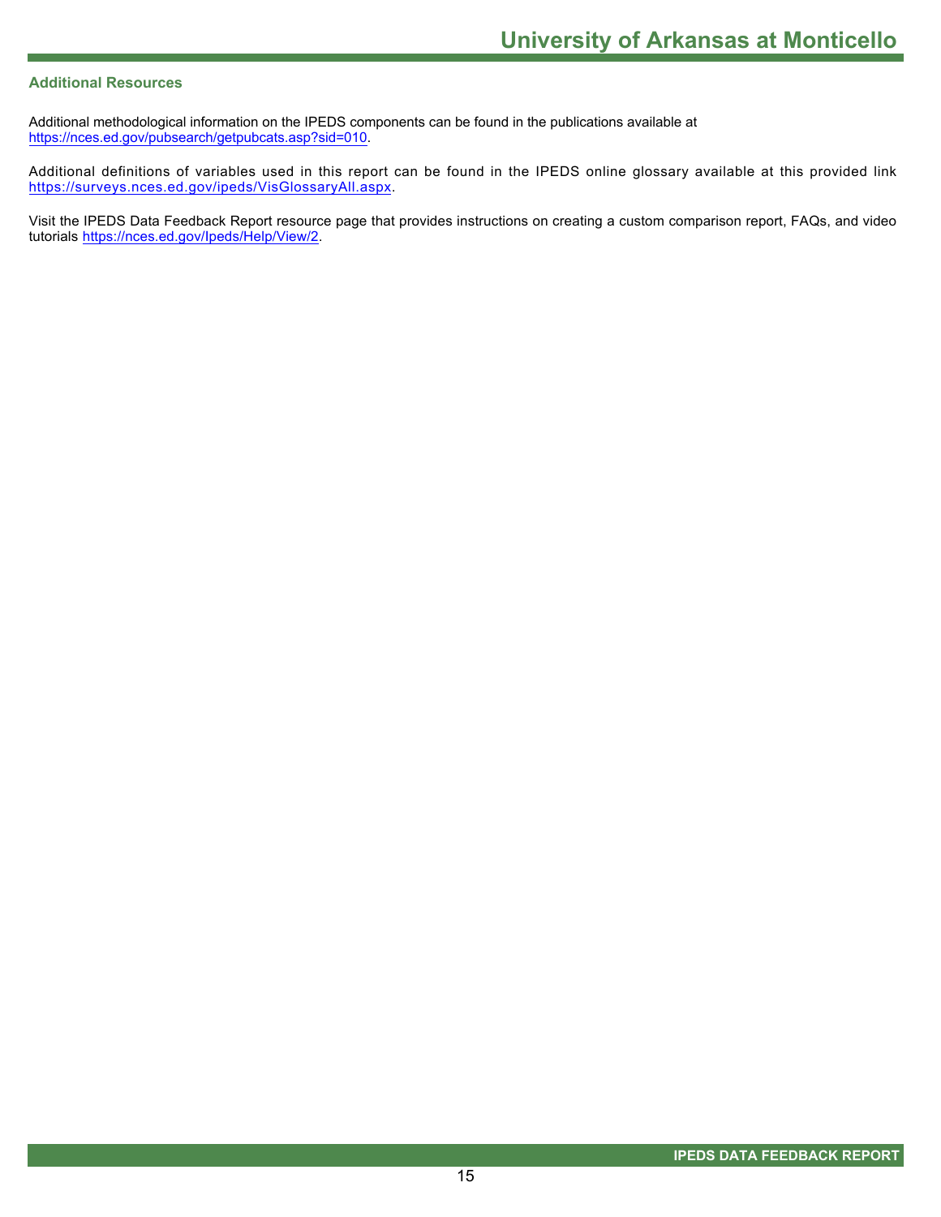## Additional Resources

Additional methodological information on the IPEDS components can be found in the publications available at https://nces.ed.gov/pubsearch/getpubcats.asp?sid=010.

Additional definitions of variables used in this report can be found in the IPEDS online glossary available at this provided link https://surveys.nces.ed.gov/ipeds/VisGlossaryAll.aspx.

Visit the IPEDS Data Feedback Report resource page that provides instructions on creating a custom comparison report, FAQs, and video tutorials https://nces.ed.gov/Ipeds/Help/View/2.